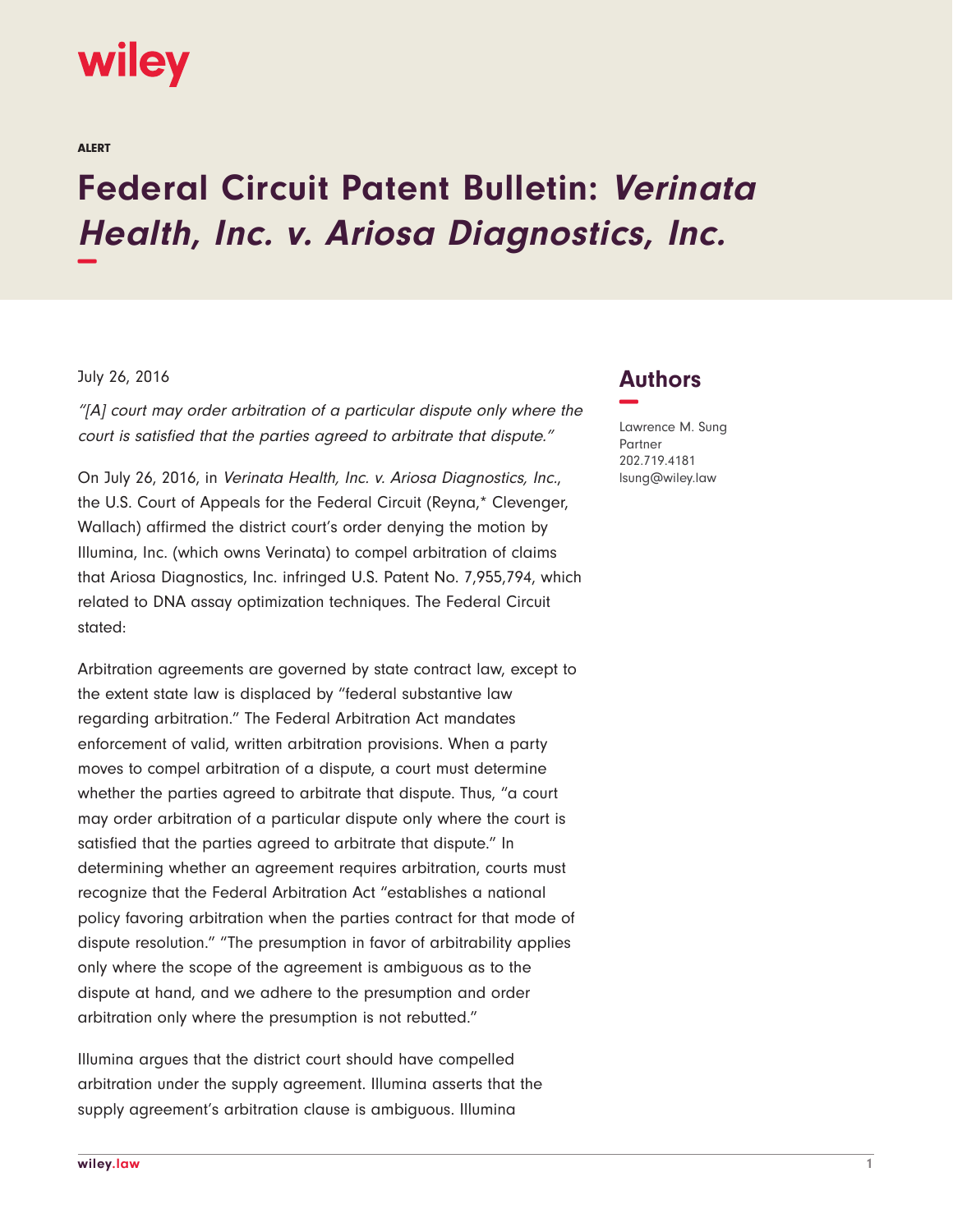wiley

ALERT

# Federal Circuit Patent Bulletin: *Verinata Health, Inc. v. Ariosa Diagnostics, Inc.*

July 26, 2016

## Authors

Lawrence M. Sung
Partner
202.719.4181
lsung@wiley.law

*"[A] court may order arbitration of a particular dispute only where the court is satisfied that the parties agreed to arbitrate that dispute."*

On July 26, 2016, in *Verinata Health, Inc. v. Ariosa Diagnostics, Inc.*, the U.S. Court of Appeals for the Federal Circuit (Reyna,* Clevenger, Wallach) affirmed the district court's order denying the motion by Illumina, Inc. (which owns Verinata) to compel arbitration of claims that Ariosa Diagnostics, Inc. infringed U.S. Patent No. 7,955,794, which related to DNA assay optimization techniques. The Federal Circuit stated:

Arbitration agreements are governed by state contract law, except to the extent state law is displaced by "federal substantive law regarding arbitration." The Federal Arbitration Act mandates enforcement of valid, written arbitration provisions. When a party moves to compel arbitration of a dispute, a court must determine whether the parties agreed to arbitrate that dispute. Thus, "a court may order arbitration of a particular dispute only where the court is satisfied that the parties agreed to arbitrate that dispute." In determining whether an agreement requires arbitration, courts must recognize that the Federal Arbitration Act "establishes a national policy favoring arbitration when the parties contract for that mode of dispute resolution." "The presumption in favor of arbitrability applies only where the scope of the agreement is ambiguous as to the dispute at hand, and we adhere to the presumption and order arbitration only where the presumption is not rebutted."

Illumina argues that the district court should have compelled arbitration under the supply agreement. Illumina asserts that the supply agreement's arbitration clause is ambiguous. Illumina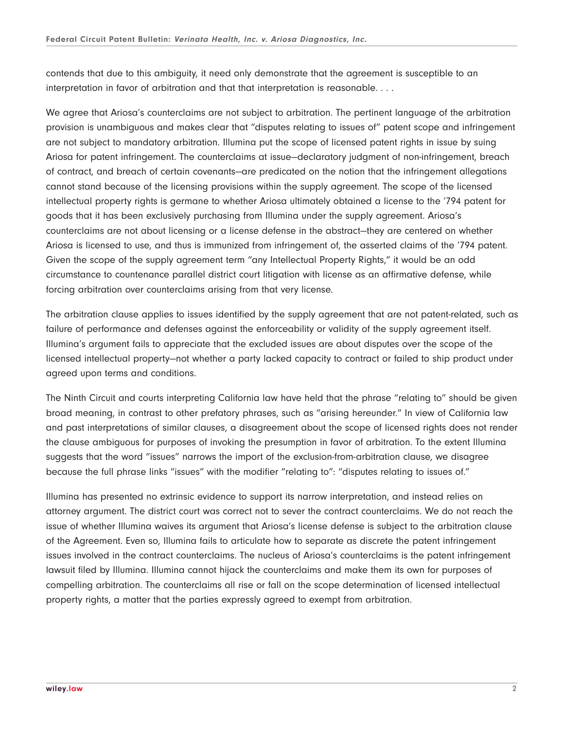contends that due to this ambiguity, it need only demonstrate that the agreement is susceptible to an interpretation in favor of arbitration and that that interpretation is reasonable. . . .

We agree that Ariosa's counterclaims are not subject to arbitration. The pertinent language of the arbitration provision is unambiguous and makes clear that "disputes relating to issues of" patent scope and infringement are not subject to mandatory arbitration. Illumina put the scope of licensed patent rights in issue by suing Ariosa for patent infringement. The counterclaims at issue—declaratory judgment of non-infringement, breach of contract, and breach of certain covenants—are predicated on the notion that the infringement allegations cannot stand because of the licensing provisions within the supply agreement. The scope of the licensed intellectual property rights is germane to whether Ariosa ultimately obtained a license to the '794 patent for goods that it has been exclusively purchasing from Illumina under the supply agreement. Ariosa's counterclaims are not about licensing or a license defense in the abstract—they are centered on whether Ariosa is licensed to use, and thus is immunized from infringement of, the asserted claims of the '794 patent. Given the scope of the supply agreement term "any Intellectual Property Rights," it would be an odd circumstance to countenance parallel district court litigation with license as an affirmative defense, while forcing arbitration over counterclaims arising from that very license.

The arbitration clause applies to issues identified by the supply agreement that are not patent-related, such as failure of performance and defenses against the enforceability or validity of the supply agreement itself. Illumina's argument fails to appreciate that the excluded issues are about disputes over the scope of the licensed intellectual property—not whether a party lacked capacity to contract or failed to ship product under agreed upon terms and conditions.

The Ninth Circuit and courts interpreting California law have held that the phrase "relating to" should be given broad meaning, in contrast to other prefatory phrases, such as "arising hereunder." In view of California law and past interpretations of similar clauses, a disagreement about the scope of licensed rights does not render the clause ambiguous for purposes of invoking the presumption in favor of arbitration. To the extent Illumina suggests that the word "issues" narrows the import of the exclusion-from-arbitration clause, we disagree because the full phrase links "issues" with the modifier "relating to": "disputes relating to issues of."

Illumina has presented no extrinsic evidence to support its narrow interpretation, and instead relies on attorney argument. The district court was correct not to sever the contract counterclaims. We do not reach the issue of whether Illumina waives its argument that Ariosa's license defense is subject to the arbitration clause of the Agreement. Even so, Illumina fails to articulate how to separate as discrete the patent infringement issues involved in the contract counterclaims. The nucleus of Ariosa's counterclaims is the patent infringement lawsuit filed by Illumina. Illumina cannot hijack the counterclaims and make them its own for purposes of compelling arbitration. The counterclaims all rise or fall on the scope determination of licensed intellectual property rights, a matter that the parties expressly agreed to exempt from arbitration.